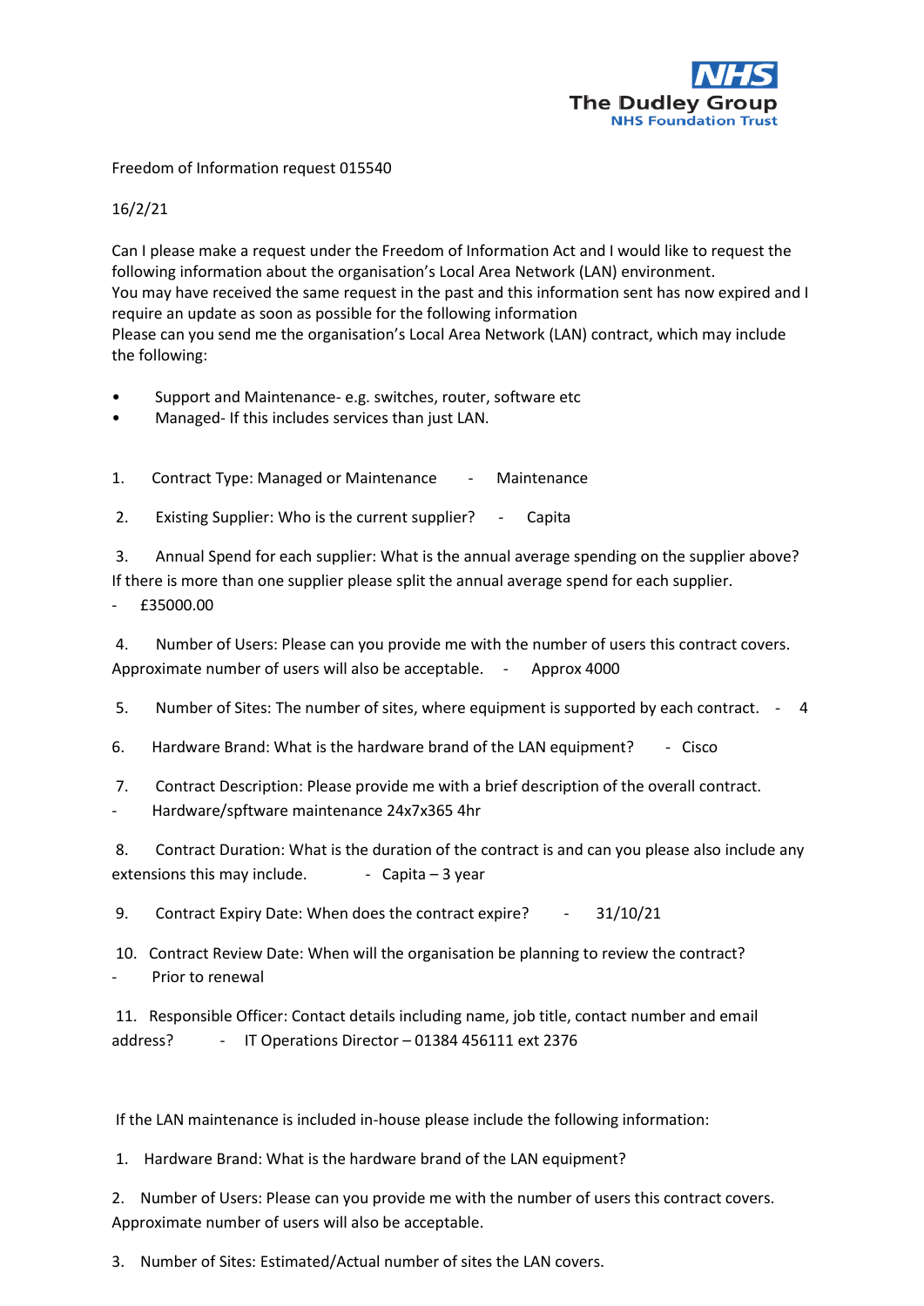NHS
The Dudley Group
NHS Foundation Trust

Freedom of Information request 015540

16/2/21

Can I please make a request under the Freedom of Information Act and I would like to request the following information about the organisation's Local Area Network (LAN) environment.
You may have received the same request in the past and this information sent has now expired and I require an update as soon as possible for the following information
Please can you send me the organisation's Local Area Network (LAN) contract, which may include the following:

- Support and Maintenance- e.g. switches, router, software etc
- Managed- If this includes services than just LAN.

1. Contract Type: Managed or Maintenance - Maintenance

2. Existing Supplier: Who is the current supplier? - Capita

3. Annual Spend for each supplier: What is the annual average spending on the supplier above? If there is more than one supplier please split the annual average spend for each supplier.
- £35000.00

4. Number of Users: Please can you provide me with the number of users this contract covers. Approximate number of users will also be acceptable. - Approx 4000

5. Number of Sites: The number of sites, where equipment is supported by each contract. - 4

6. Hardware Brand: What is the hardware brand of the LAN equipment? - Cisco

7. Contract Description: Please provide me with a brief description of the overall contract.
- Hardware/spftware maintenance 24x7x365 4hr

8. Contract Duration: What is the duration of the contract is and can you please also include any extensions this may include. - Capita – 3 year

9. Contract Expiry Date: When does the contract expire? - 31/10/21

10. Contract Review Date: When will the organisation be planning to review the contract?
- Prior to renewal

11. Responsible Officer: Contact details including name, job title, contact number and email address? - IT Operations Director – 01384 456111 ext 2376

If the LAN maintenance is included in-house please include the following information:

1. Hardware Brand: What is the hardware brand of the LAN equipment?

2. Number of Users: Please can you provide me with the number of users this contract covers. Approximate number of users will also be acceptable.

3. Number of Sites: Estimated/Actual number of sites the LAN covers.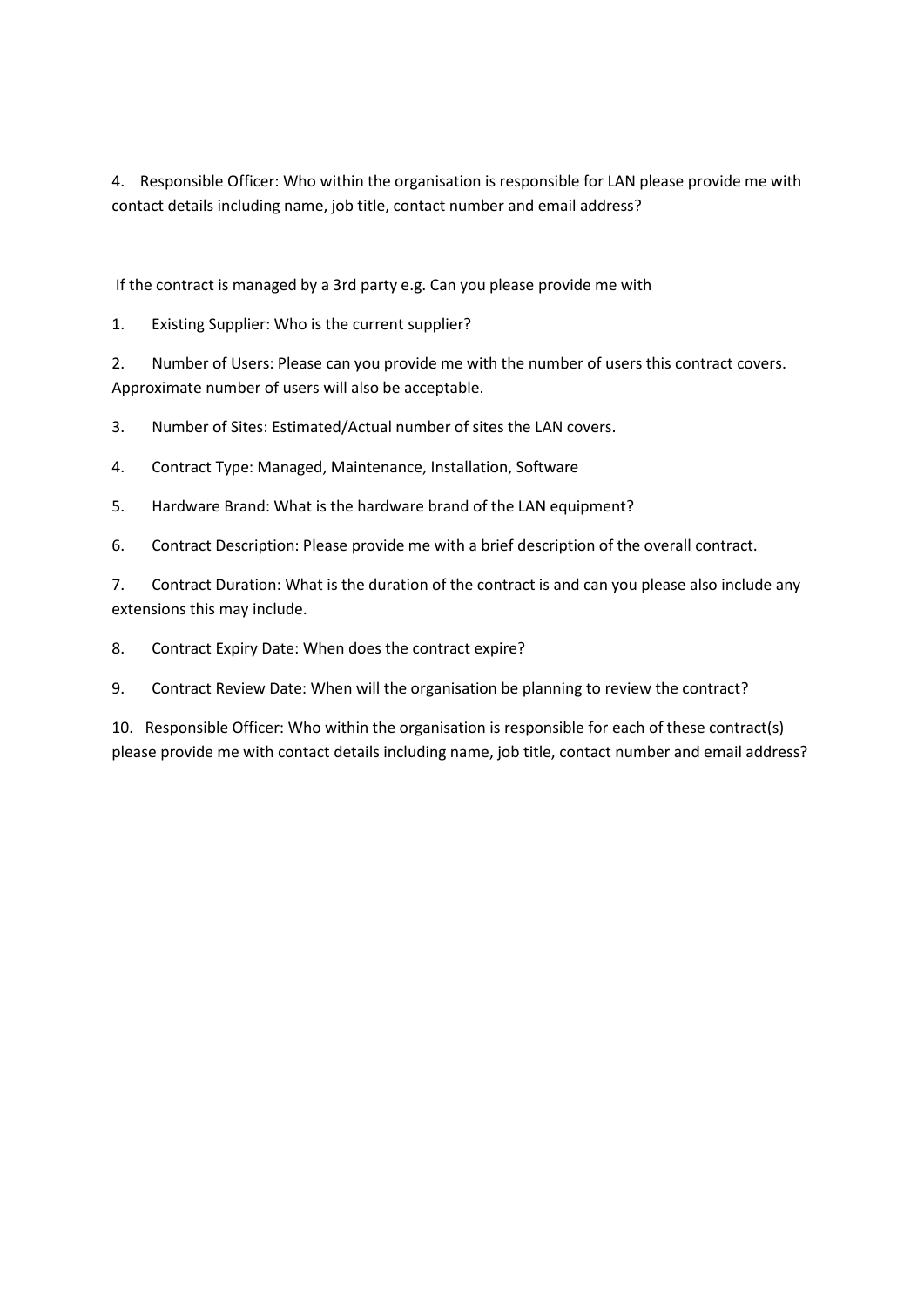4. Responsible Officer: Who within the organisation is responsible for LAN please provide me with contact details including name, job title, contact number and email address?

If the contract is managed by a 3rd party e.g. Can you please provide me with

1. Existing Supplier: Who is the current supplier?

2. Number of Users: Please can you provide me with the number of users this contract covers. Approximate number of users will also be acceptable.

3. Number of Sites: Estimated/Actual number of sites the LAN covers.

4. Contract Type: Managed, Maintenance, Installation, Software

5. Hardware Brand: What is the hardware brand of the LAN equipment?

6. Contract Description: Please provide me with a brief description of the overall contract.

7. Contract Duration: What is the duration of the contract is and can you please also include any extensions this may include.

8. Contract Expiry Date: When does the contract expire?

9. Contract Review Date: When will the organisation be planning to review the contract?

10. Responsible Officer: Who within the organisation is responsible for each of these contract(s) please provide me with contact details including name, job title, contact number and email address?